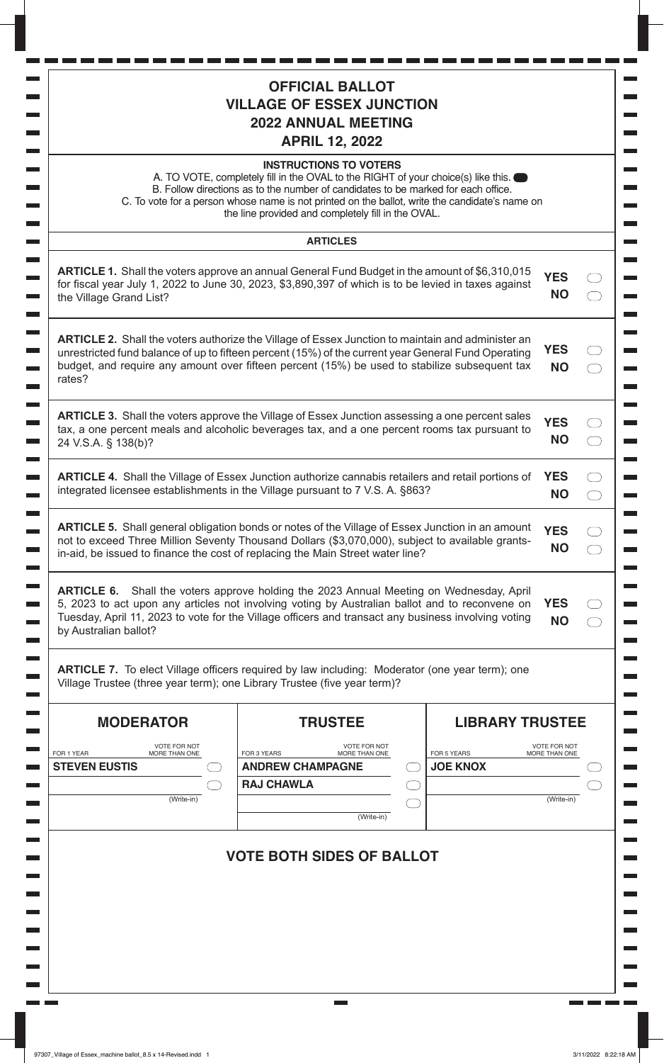# OFFICIAL BALLOT
# VILLAGE OF ESSEX JUNCTION
## 2022 ANNUAL MEETING
## APRIL 12, 2022

**INSTRUCTIONS TO VOTERS**

A. TO VOTE, completely fill in the OVAL to the RIGHT of your choice(s) like this. ⬬

B. Follow directions as to the number of candidates to be marked for each office.

C. To vote for a person whose name is not printed on the ballot, write the candidate's name on the line provided and completely fill in the OVAL.

**ARTICLES**

**ARTICLE 1.** Shall the voters approve an annual General Fund Budget in the amount of $6,310,015 for fiscal year July 1, 2022 to June 30, 2023, $3,890,397 of which is to be levied in taxes against the Village Grand List?

**YES** ⬭
**NO** ⬭

**ARTICLE 2.** Shall the voters authorize the Village of Essex Junction to maintain and administer an unrestricted fund balance of up to fifteen percent (15%) of the current year General Fund Operating budget, and require any amount over fifteen percent (15%) be used to stabilize subsequent tax rates?

**YES** ⬭
**NO** ⬭

**ARTICLE 3.** Shall the voters approve the Village of Essex Junction assessing a one percent sales tax, a one percent meals and alcoholic beverages tax, and a one percent rooms tax pursuant to 24 V.S.A. § 138(b)?

**YES** ⬭
**NO** ⬭

**ARTICLE 4.** Shall the Village of Essex Junction authorize cannabis retailers and retail portions of integrated licensee establishments in the Village pursuant to 7 V.S. A. §863?

**YES** ⬭
**NO** ⬭

**ARTICLE 5.** Shall general obligation bonds or notes of the Village of Essex Junction in an amount not to exceed Three Million Seventy Thousand Dollars ($3,070,000), subject to available grants-in-aid, be issued to finance the cost of replacing the Main Street water line?

**YES** ⬭
**NO** ⬭

**ARTICLE 6.** Shall the voters approve holding the 2023 Annual Meeting on Wednesday, April 5, 2023 to act upon any articles not involving voting by Australian ballot and to reconvene on Tuesday, April 11, 2023 to vote for the Village officers and transact any business involving voting by Australian ballot?

**YES** ⬭
**NO** ⬭

**ARTICLE 7.** To elect Village officers required by law including: Moderator (one year term); one Village Trustee (three year term); one Library Trustee (five year term)?

| **MODERATOR** | | **TRUSTEE** | | **LIBRARY TRUSTEE** | |
|---|---|---|---|---|---|
| FOR 1 YEAR — VOTE FOR NOT MORE THAN ONE | | FOR 3 YEARS — VOTE FOR NOT MORE THAN ONE | | FOR 5 YEARS — VOTE FOR NOT MORE THAN ONE | |
| **STEVEN EUSTIS** | ⬭ | **ANDREW CHAMPAGNE** | ⬭ | **JOE KNOX** | ⬭ |
| (Write-in) | ⬭ | **RAJ CHAWLA** | ⬭ | (Write-in) | ⬭ |
| | | (Write-in) | ⬭ | | |

## VOTE BOTH SIDES OF BALLOT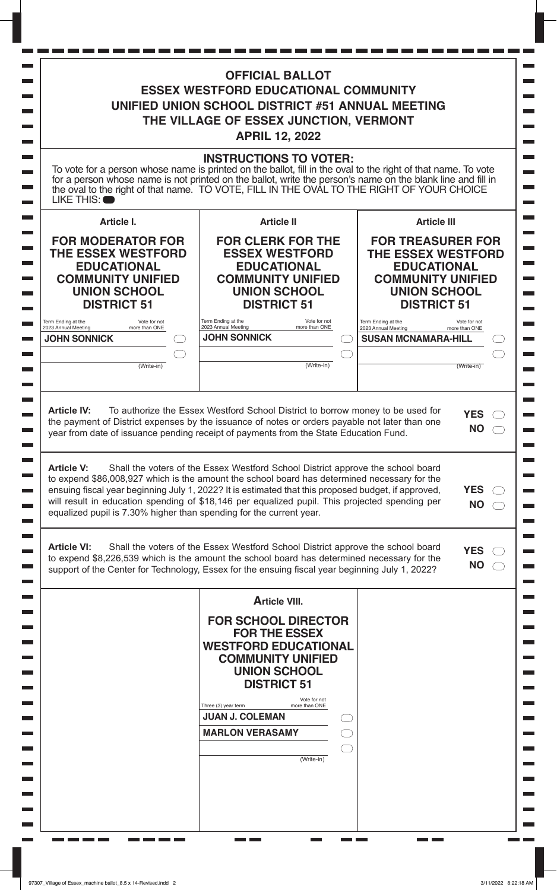# OFFICIAL BALLOT
# ESSEX WESTFORD EDUCATIONAL COMMUNITY UNIFIED UNION SCHOOL DISTRICT #51 ANNUAL MEETING
# THE VILLAGE OF ESSEX JUNCTION, VERMONT
# APRIL 12, 2022

## INSTRUCTIONS TO VOTER:

To vote for a person whose name is printed on the ballot, fill in the oval to the right of that name. To vote for a person whose name is not printed on the ballot, write the person's name on the blank line and fill in the oval to the right of that name. TO VOTE, FILL IN THE OVAL TO THE RIGHT OF YOUR CHOICE LIKE THIS: ⬬

### Article I.

**FOR MODERATOR FOR THE ESSEX WESTFORD EDUCATIONAL COMMUNITY UNIFIED UNION SCHOOL DISTRICT 51**

Term Ending at the 2023 Annual Meeting — Vote for not more than ONE

- JOHN SONNICK ◯
- _______________ (Write-in) ◯

### Article II

**FOR CLERK FOR THE ESSEX WESTFORD EDUCATIONAL COMMUNITY UNIFIED UNION SCHOOL DISTRICT 51**

Term Ending at the 2023 Annual Meeting — Vote for not more than ONE

- JOHN SONNICK ◯
- _______________ (Write-in) ◯

### Article III

**FOR TREASURER FOR THE ESSEX WESTFORD EDUCATIONAL COMMUNITY UNIFIED UNION SCHOOL DISTRICT 51**

Term Ending at the 2023 Annual Meeting — Vote for not more than ONE

- SUSAN MCNAMARA-HILL ◯
- _______________ (Write-in) ◯

**Article IV:** To authorize the Essex Westford School District to borrow money to be used for the payment of District expenses by the issuance of notes or orders payable not later than one year from date of issuance pending receipt of payments from the State Education Fund.

YES ◯
NO ◯

**Article V:** Shall the voters of the Essex Westford School District approve the school board to expend $86,008,927 which is the amount the school board has determined necessary for the ensuing fiscal year beginning July 1, 2022? It is estimated that this proposed budget, if approved, will result in education spending of $18,146 per equalized pupil. This projected spending per equalized pupil is 7.30% higher than spending for the current year.

YES ◯
NO ◯

**Article VI:** Shall the voters of the Essex Westford School District approve the school board to expend $8,226,539 which is the amount the school board has determined necessary for the support of the Center for Technology, Essex for the ensuing fiscal year beginning July 1, 2022?

YES ◯
NO ◯

### Article VIII.

**FOR SCHOOL DIRECTOR FOR THE ESSEX WESTFORD EDUCATIONAL COMMUNITY UNIFIED UNION SCHOOL DISTRICT 51**

Three (3) year term — Vote for not more than ONE

- JUAN J. COLEMAN ◯
- MARLON VERASAMY ◯
- _______________ (Write-in) ◯